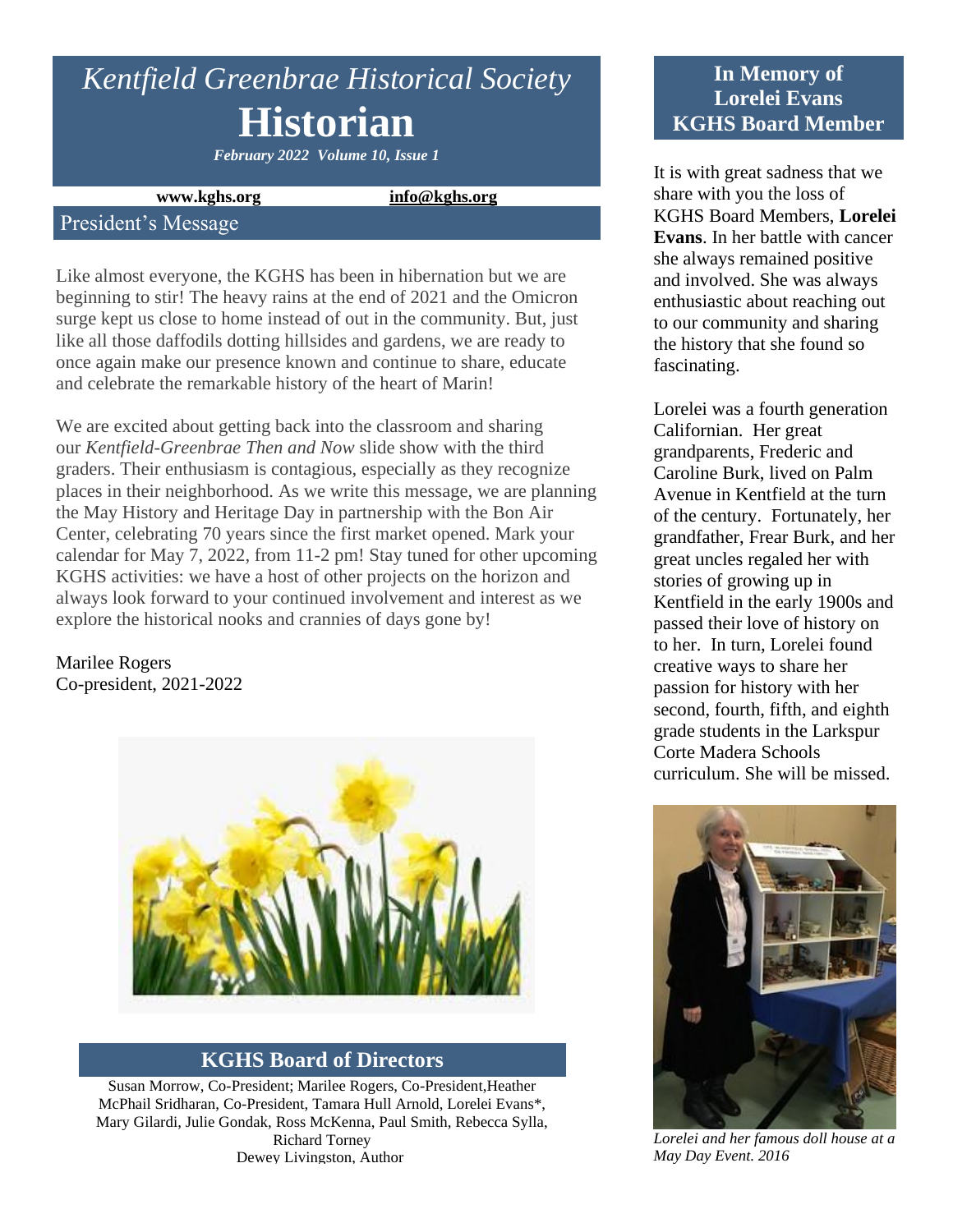# *Kentfield Greenbrae Historical Society*

# Historian

***February 2022 Volume 10, Issue 1***

**www.kghs.org** **info@kghs.org**

## President's Message

Like almost everyone, the KGHS has been in hibernation but we are beginning to stir! The heavy rains at the end of 2021 and the Omicron surge kept us close to home instead of out in the community. But, just like all those daffodils dotting hillsides and gardens, we are ready to once again make our presence known and continue to share, educate and celebrate the remarkable history of the heart of Marin!

We are excited about getting back into the classroom and sharing our *Kentfield-Greenbrae Then and Now* slide show with the third graders. Their enthusiasm is contagious, especially as they recognize places in their neighborhood. As we write this message, we are planning the May History and Heritage Day in partnership with the Bon Air Center, celebrating 70 years since the first market opened. Mark your calendar for May 7, 2022, from 11-2 pm! Stay tuned for other upcoming KGHS activities: we have a host of other projects on the horizon and always look forward to your continued involvement and interest as we explore the historical nooks and crannies of days gone by!

Marilee Rogers
Co-president, 2021-2022

## KGHS Board of Directors

Susan Morrow, Co-President; Marilee Rogers, Co-President,Heather McPhail Sridharan, Co-President, Tamara Hull Arnold, Lorelei Evans*, Mary Gilardi, Julie Gondak, Ross McKenna, Paul Smith, Rebecca Sylla, Richard Torney
Dewey Livingston, Author

## In Memory of Lorelei Evans KGHS Board Member

It is with great sadness that we share with you the loss of KGHS Board Members, **Lorelei Evans**. In her battle with cancer she always remained positive and involved. She was always enthusiastic about reaching out to our community and sharing the history that she found so fascinating.

Lorelei was a fourth generation Californian. Her great grandparents, Frederic and Caroline Burk, lived on Palm Avenue in Kentfield at the turn of the century. Fortunately, her grandfather, Frear Burk, and her great uncles regaled her with stories of growing up in Kentfield in the early 1900s and passed their love of history on to her. In turn, Lorelei found creative ways to share her passion for history with her second, fourth, fifth, and eighth grade students in the Larkspur Corte Madera Schools curriculum. She will be missed.

*Lorelei and her famous doll house at a May Day Event. 2016*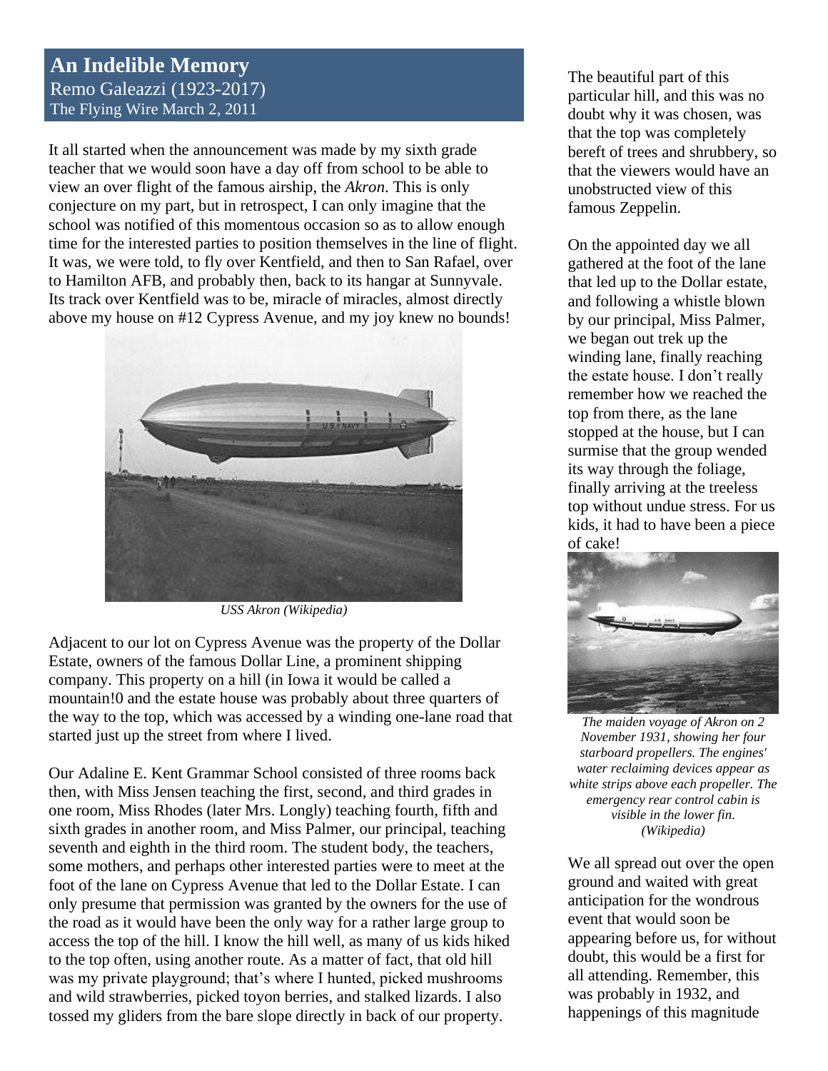## An Indelible Memory

Remo Galeazzi (1923-2017)
The Flying Wire March 2, 2011

It all started when the announcement was made by my sixth grade teacher that we would soon have a day off from school to be able to view an over flight of the famous airship, the *Akron*. This is only conjecture on my part, but in retrospect, I can only imagine that the school was notified of this momentous occasion so as to allow enough time for the interested parties to position themselves in the line of flight. It was, we were told, to fly over Kentfield, and then to San Rafael, over to Hamilton AFB, and probably then, back to its hangar at Sunnyvale. Its track over Kentfield was to be, miracle of miracles, almost directly above my house on #12 Cypress Avenue, and my joy knew no bounds!

*USS Akron (Wikipedia)*

Adjacent to our lot on Cypress Avenue was the property of the Dollar Estate, owners of the famous Dollar Line, a prominent shipping company. This property on a hill (in Iowa it would be called a mountain!0 and the estate house was probably about three quarters of the way to the top, which was accessed by a winding one-lane road that started just up the street from where I lived.

Our Adaline E. Kent Grammar School consisted of three rooms back then, with Miss Jensen teaching the first, second, and third grades in one room, Miss Rhodes (later Mrs. Longly) teaching fourth, fifth and sixth grades in another room, and Miss Palmer, our principal, teaching seventh and eighth in the third room. The student body, the teachers, some mothers, and perhaps other interested parties were to meet at the foot of the lane on Cypress Avenue that led to the Dollar Estate. I can only presume that permission was granted by the owners for the use of the road as it would have been the only way for a rather large group to access the top of the hill. I know the hill well, as many of us kids hiked to the top often, using another route. As a matter of fact, that old hill was my private playground; that's where I hunted, picked mushrooms and wild strawberries, picked toyon berries, and stalked lizards. I also tossed my gliders from the bare slope directly in back of our property.

The beautiful part of this particular hill, and this was no doubt why it was chosen, was that the top was completely bereft of trees and shrubbery, so that the viewers would have an unobstructed view of this famous Zeppelin.

On the appointed day we all gathered at the foot of the lane that led up to the Dollar estate, and following a whistle blown by our principal, Miss Palmer, we began out trek up the winding lane, finally reaching the estate house. I don't really remember how we reached the top from there, as the lane stopped at the house, but I can surmise that the group wended its way through the foliage, finally arriving at the treeless top without undue stress. For us kids, it had to have been a piece of cake!

*The maiden voyage of Akron on 2 November 1931, showing her four starboard propellers. The engines' water reclaiming devices appear as white strips above each propeller. The emergency rear control cabin is visible in the lower fin. (Wikipedia)*

We all spread out over the open ground and waited with great anticipation for the wondrous event that would soon be appearing before us, for without doubt, this would be a first for all attending. Remember, this was probably in 1932, and happenings of this magnitude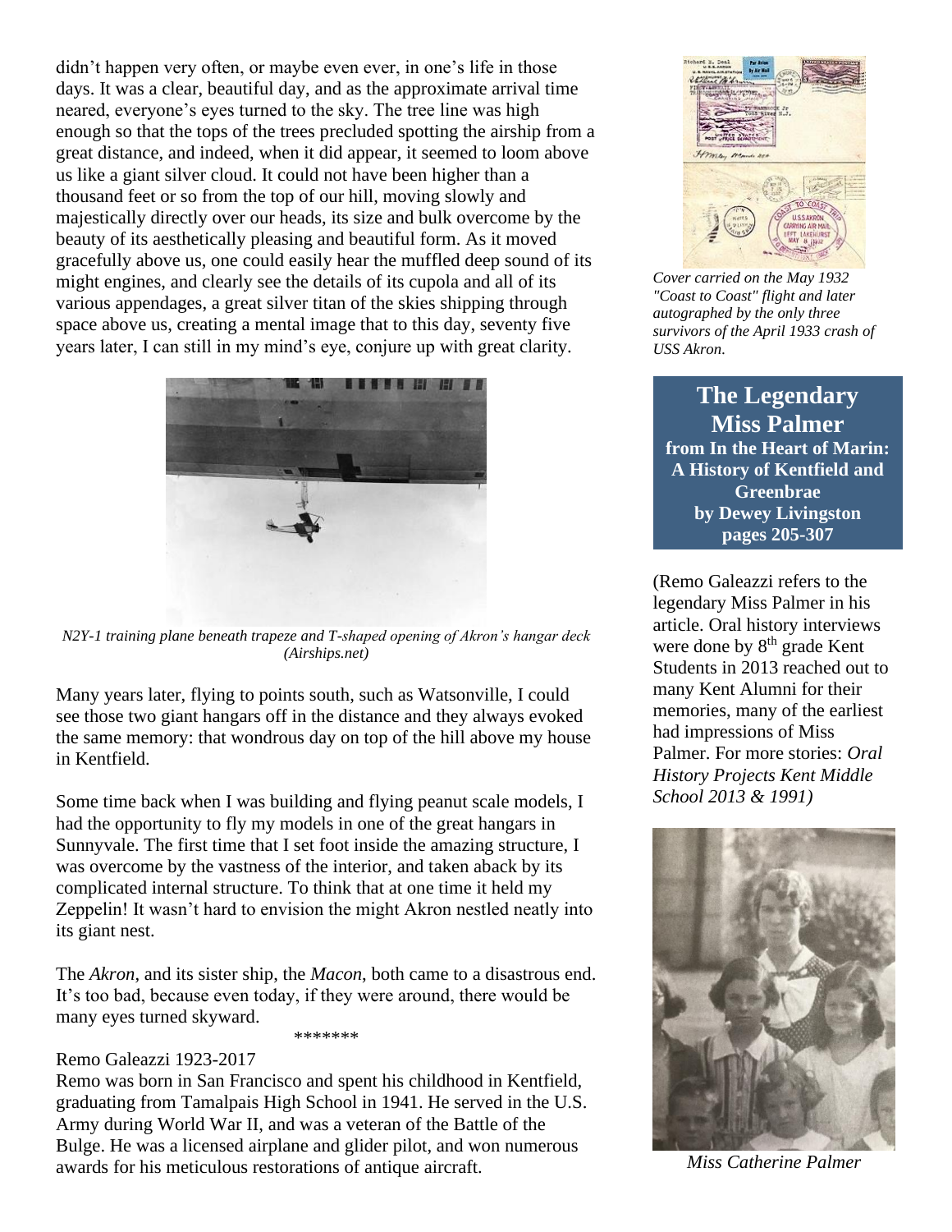didn't happen very often, or maybe even ever, in one's life in those days. It was a clear, beautiful day, and as the approximate arrival time neared, everyone's eyes turned to the sky. The tree line was high enough so that the tops of the trees precluded spotting the airship from a great distance, and indeed, when it did appear, it seemed to loom above us like a giant silver cloud. It could not have been higher than a thousand feet or so from the top of our hill, moving slowly and majestically directly over our heads, its size and bulk overcome by the beauty of its aesthetically pleasing and beautiful form. As it moved gracefully above us, one could easily hear the muffled deep sound of its might engines, and clearly see the details of its cupola and all of its various appendages, a great silver titan of the skies shipping through space above us, creating a mental image that to this day, seventy five years later, I can still in my mind's eye, conjure up with great clarity.

*N2Y-1 training plane beneath trapeze and T-shaped opening of Akron's hangar deck (Airships.net)*

Many years later, flying to points south, such as Watsonville, I could see those two giant hangars off in the distance and they always evoked the same memory: that wondrous day on top of the hill above my house in Kentfield.

Some time back when I was building and flying peanut scale models, I had the opportunity to fly my models in one of the great hangars in Sunnyvale. The first time that I set foot inside the amazing structure, I was overcome by the vastness of the interior, and taken aback by its complicated internal structure. To think that at one time it held my Zeppelin! It wasn't hard to envision the might Akron nestled neatly into its giant nest.

The *Akron*, and its sister ship, the *Macon*, both came to a disastrous end. It's too bad, because even today, if they were around, there would be many eyes turned skyward.

*******

Remo Galeazzi 1923-2017
Remo was born in San Francisco and spent his childhood in Kentfield, graduating from Tamalpais High School in 1941. He served in the U.S. Army during World War II, and was a veteran of the Battle of the Bulge. He was a licensed airplane and glider pilot, and won numerous awards for his meticulous restorations of antique aircraft.

*Cover carried on the May 1932 "Coast to Coast" flight and later autographed by the only three survivors of the April 1933 crash of USS Akron.*

## The Legendary Miss Palmer

**from In the Heart of Marin: A History of Kentfield and Greenbrae by Dewey Livingston pages 205-307**

(Remo Galeazzi refers to the legendary Miss Palmer in his article. Oral history interviews were done by 8th grade Kent Students in 2013 reached out to many Kent Alumni for their memories, many of the earliest had impressions of Miss Palmer. For more stories: *Oral History Projects Kent Middle School 2013 & 1991)*

*Miss Catherine Palmer*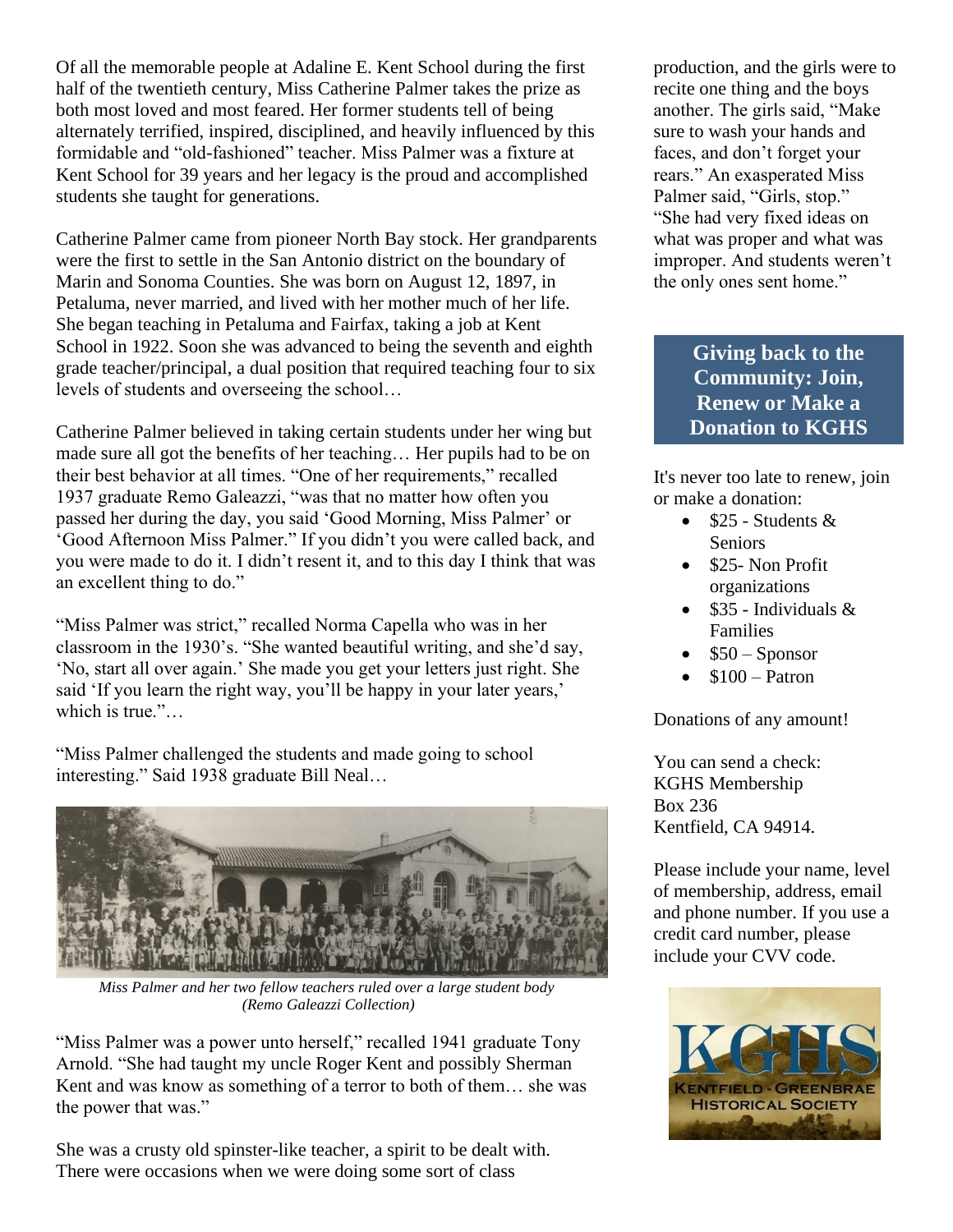Of all the memorable people at Adaline E. Kent School during the first half of the twentieth century, Miss Catherine Palmer takes the prize as both most loved and most feared. Her former students tell of being alternately terrified, inspired, disciplined, and heavily influenced by this formidable and "old-fashioned" teacher. Miss Palmer was a fixture at Kent School for 39 years and her legacy is the proud and accomplished students she taught for generations.

Catherine Palmer came from pioneer North Bay stock. Her grandparents were the first to settle in the San Antonio district on the boundary of Marin and Sonoma Counties. She was born on August 12, 1897, in Petaluma, never married, and lived with her mother much of her life. She began teaching in Petaluma and Fairfax, taking a job at Kent School in 1922. Soon she was advanced to being the seventh and eighth grade teacher/principal, a dual position that required teaching four to six levels of students and overseeing the school…

Catherine Palmer believed in taking certain students under her wing but made sure all got the benefits of her teaching… Her pupils had to be on their best behavior at all times. "One of her requirements," recalled 1937 graduate Remo Galeazzi, "was that no matter how often you passed her during the day, you said 'Good Morning, Miss Palmer' or 'Good Afternoon Miss Palmer." If you didn't you were called back, and you were made to do it. I didn't resent it, and to this day I think that was an excellent thing to do."

"Miss Palmer was strict," recalled Norma Capella who was in her classroom in the 1930's. "She wanted beautiful writing, and she'd say, 'No, start all over again.' She made you get your letters just right. She said 'If you learn the right way, you'll be happy in your later years,' which is true."…

"Miss Palmer challenged the students and made going to school interesting." Said 1938 graduate Bill Neal…

*Miss Palmer and her two fellow teachers ruled over a large student body (Remo Galeazzi Collection)*

"Miss Palmer was a power unto herself," recalled 1941 graduate Tony Arnold. "She had taught my uncle Roger Kent and possibly Sherman Kent and was know as something of a terror to both of them… she was the power that was."

She was a crusty old spinster-like teacher, a spirit to be dealt with. There were occasions when we were doing some sort of class production, and the girls were to recite one thing and the boys another. The girls said, "Make sure to wash your hands and faces, and don't forget your rears." An exasperated Miss Palmer said, "Girls, stop." "She had very fixed ideas on what was proper and what was improper. And students weren't the only ones sent home."

## Giving back to the Community: Join, Renew or Make a Donation to KGHS

It's never too late to renew, join or make a donation:

- $25 - Students & Seniors
- $25- Non Profit organizations
- $35 - Individuals & Families
- $50 – Sponsor
- $100 – Patron

Donations of any amount!

You can send a check:
KGHS Membership
Box 236
Kentfield, CA 94914.

Please include your name, level of membership, address, email and phone number. If you use a credit card number, please include your CVV code.

KGHS
KENTFIELD · GREENBRAE
HISTORICAL SOCIETY